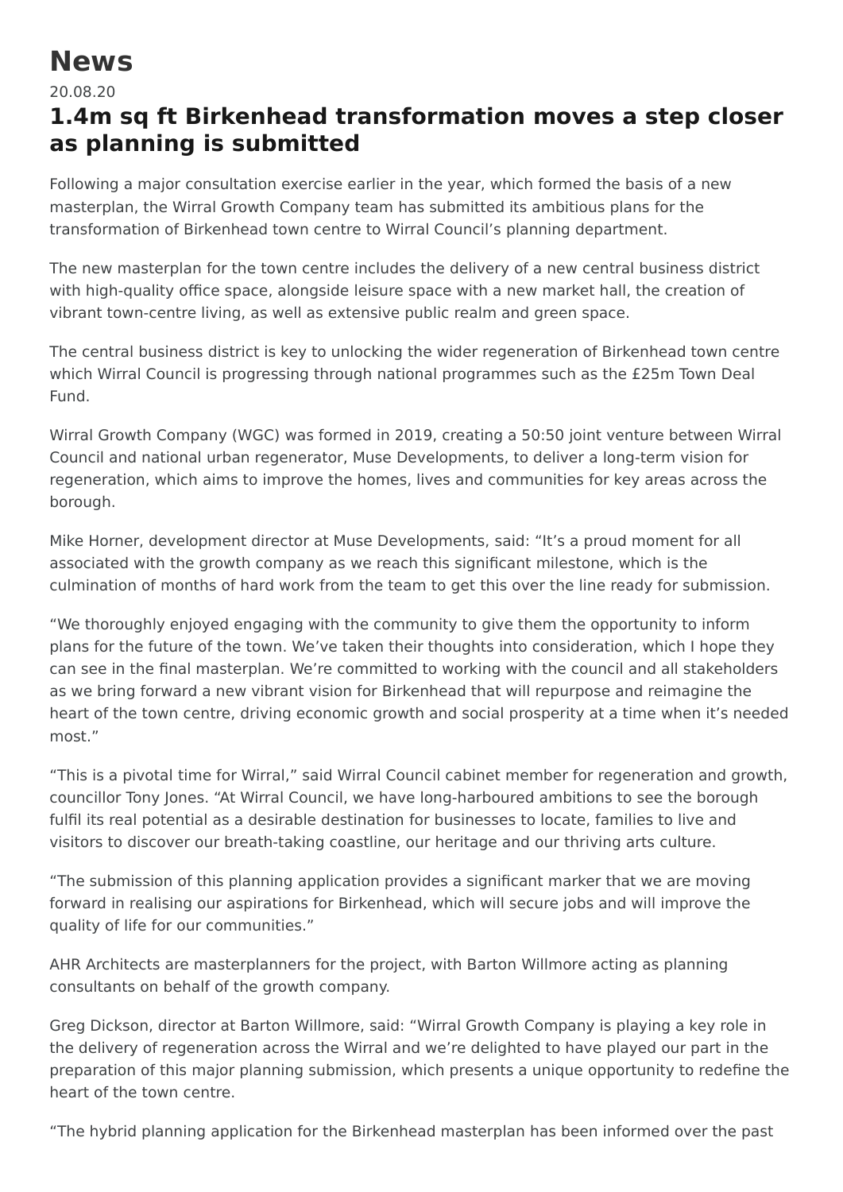# News

20.08.20

## 1.4m sq ft Birkenhead transformation moves a step closer as planning is submitted

Following a major consultation exercise earlier in the year, which formed the basis of a new masterplan, the Wirral Growth Company team has submitted its ambitious plans for the transformation of Birkenhead town centre to Wirral Council's planning department.

The new masterplan for the town centre includes the delivery of a new central business district with high-quality office space, alongside leisure space with a new market hall, the creation of vibrant town-centre living, as well as extensive public realm and green space.

The central business district is key to unlocking the wider regeneration of Birkenhead town centre which Wirral Council is progressing through national programmes such as the £25m Town Deal Fund.

Wirral Growth Company (WGC) was formed in 2019, creating a 50:50 joint venture between Wirral Council and national urban regenerator, Muse Developments, to deliver a long-term vision for regeneration, which aims to improve the homes, lives and communities for key areas across the borough.

Mike Horner, development director at Muse Developments, said: "It's a proud moment for all associated with the growth company as we reach this significant milestone, which is the culmination of months of hard work from the team to get this over the line ready for submission.

"We thoroughly enjoyed engaging with the community to give them the opportunity to inform plans for the future of the town. We've taken their thoughts into consideration, which I hope they can see in the final masterplan. We're committed to working with the council and all stakeholders as we bring forward a new vibrant vision for Birkenhead that will repurpose and reimagine the heart of the town centre, driving economic growth and social prosperity at a time when it's needed most."

"This is a pivotal time for Wirral," said Wirral Council cabinet member for regeneration and growth, councillor Tony Jones. "At Wirral Council, we have long-harboured ambitions to see the borough fulfil its real potential as a desirable destination for businesses to locate, families to live and visitors to discover our breath-taking coastline, our heritage and our thriving arts culture.

"The submission of this planning application provides a significant marker that we are moving forward in realising our aspirations for Birkenhead, which will secure jobs and will improve the quality of life for our communities."

AHR Architects are masterplanners for the project, with Barton Willmore acting as planning consultants on behalf of the growth company.

Greg Dickson, director at Barton Willmore, said: "Wirral Growth Company is playing a key role in the delivery of regeneration across the Wirral and we're delighted to have played our part in the preparation of this major planning submission, which presents a unique opportunity to redefine the heart of the town centre.

"The hybrid planning application for the Birkenhead masterplan has been informed over the past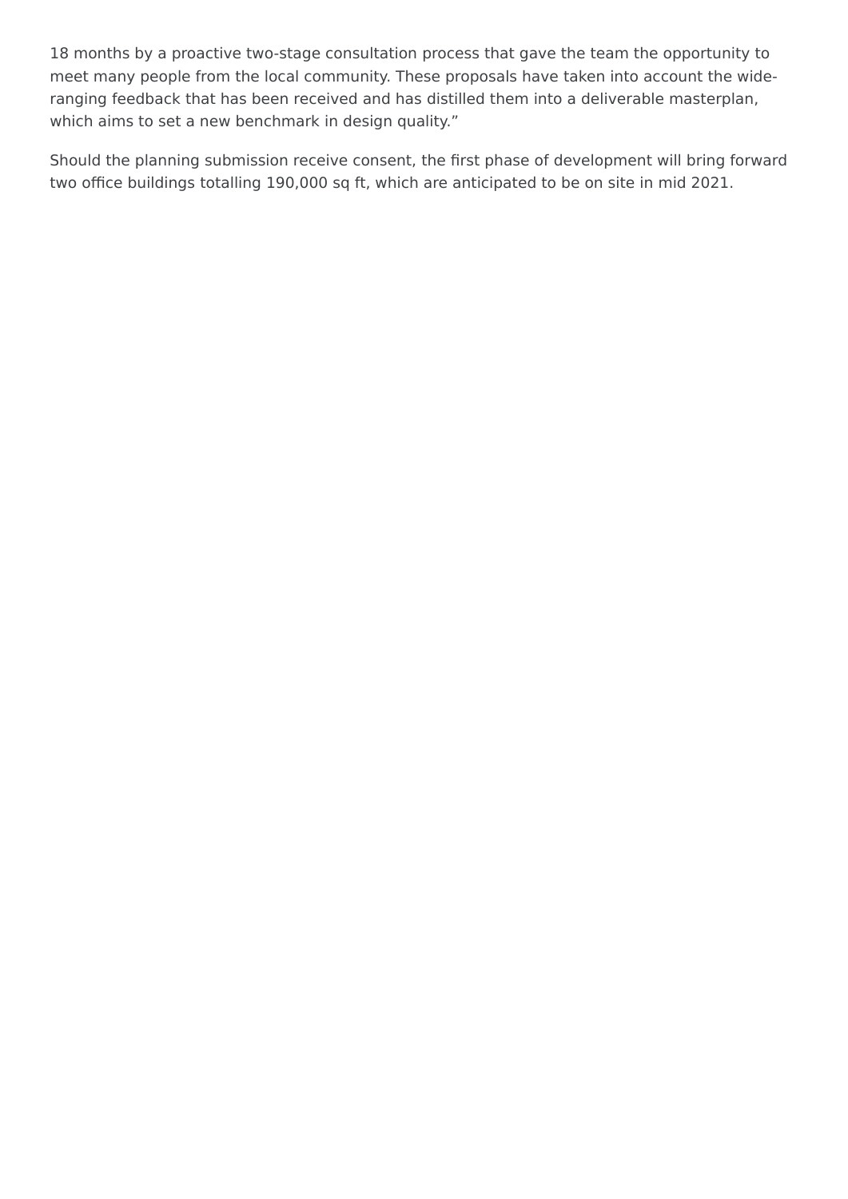18 months by a proactive two-stage consultation process that gave the team the opportunity to meet many people from the local community. These proposals have taken into account the wide-ranging feedback that has been received and has distilled them into a deliverable masterplan, which aims to set a new benchmark in design quality."

Should the planning submission receive consent, the first phase of development will bring forward two office buildings totalling 190,000 sq ft, which are anticipated to be on site in mid 2021.